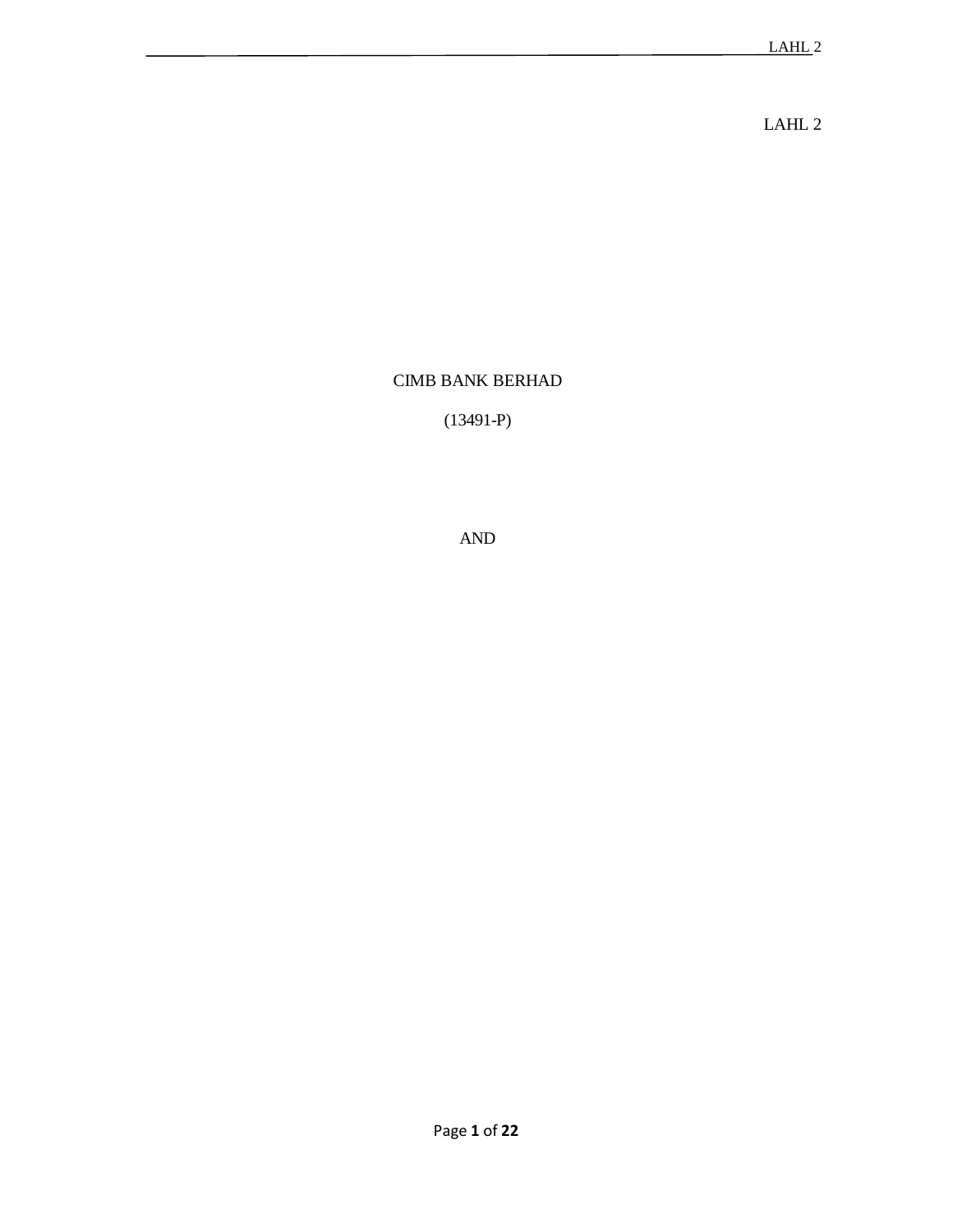LAHL 2

CIMB BANK BERHAD

(13491-P)

AND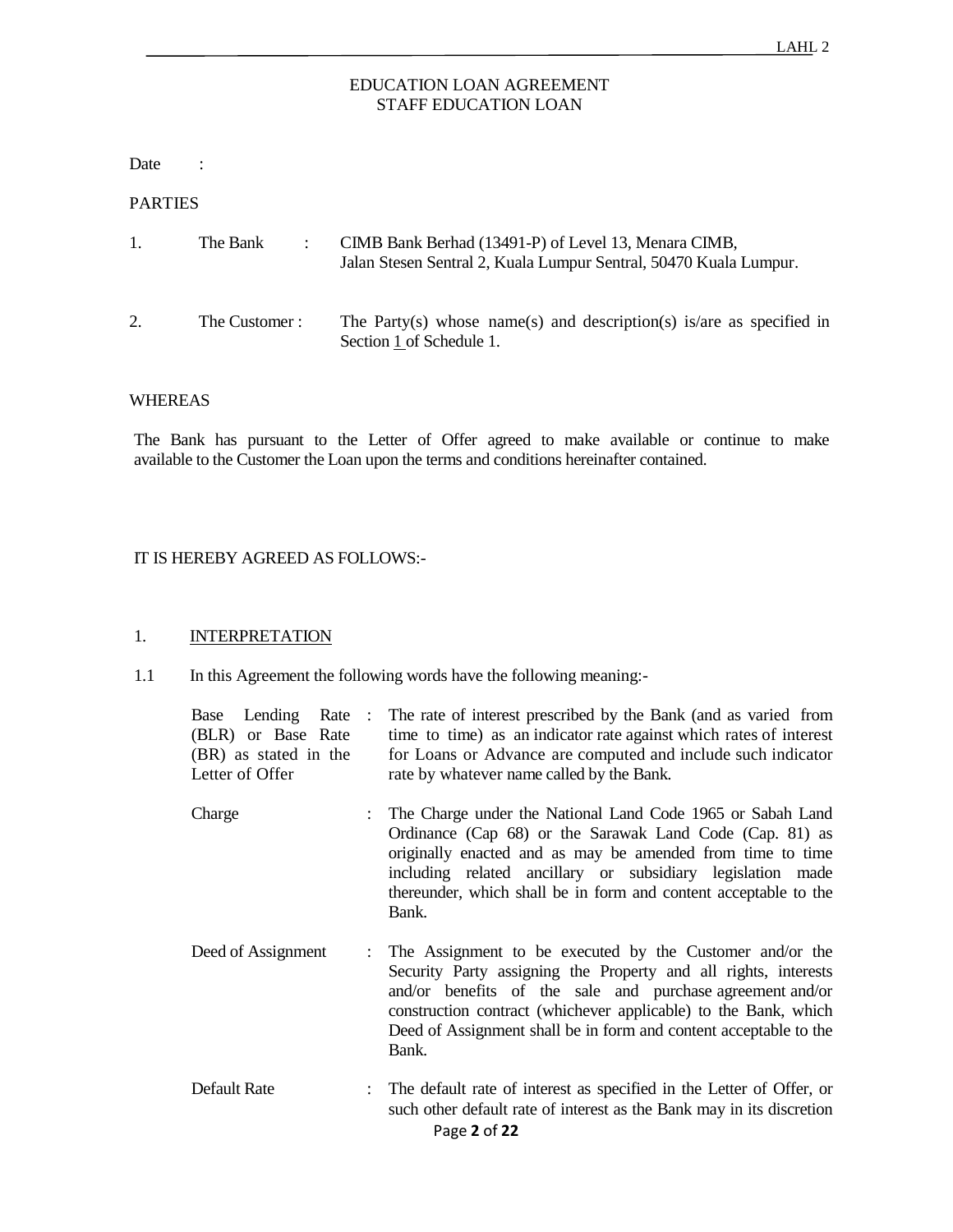# EDUCATION LOAN AGREEMENT
## STAFF EDUCATION LOAN

Date :

PARTIES

1. The Bank : CIMB Bank Berhad (13491-P) of Level 13, Menara CIMB, Jalan Stesen Sentral 2, Kuala Lumpur Sentral, 50470 Kuala Lumpur.

2. The Customer : The Party(s) whose name(s) and description(s) is/are as specified in Section 1 of Schedule 1.

WHEREAS

The Bank has pursuant to the Letter of Offer agreed to make available or continue to make available to the Customer the Loan upon the terms and conditions hereinafter contained.

IT IS HEREBY AGREED AS FOLLOWS:-

1. INTERPRETATION

1.1 In this Agreement the following words have the following meaning:-

| | | |
|---|---|---|
| Base Lending Rate (BLR) or Base Rate (BR) as stated in the Letter of Offer | : | The rate of interest prescribed by the Bank (and as varied from time to time) as an indicator rate against which rates of interest for Loans or Advance are computed and include such indicator rate by whatever name called by the Bank. |
| Charge | : | The Charge under the National Land Code 1965 or Sabah Land Ordinance (Cap 68) or the Sarawak Land Code (Cap. 81) as originally enacted and as may be amended from time to time including related ancillary or subsidiary legislation made thereunder, which shall be in form and content acceptable to the Bank. |
| Deed of Assignment | : | The Assignment to be executed by the Customer and/or the Security Party assigning the Property and all rights, interests and/or benefits of the sale and purchase agreement and/or construction contract (whichever applicable) to the Bank, which Deed of Assignment shall be in form and content acceptable to the Bank. |
| Default Rate | : | The default rate of interest as specified in the Letter of Offer, or such other default rate of interest as the Bank may in its discretion |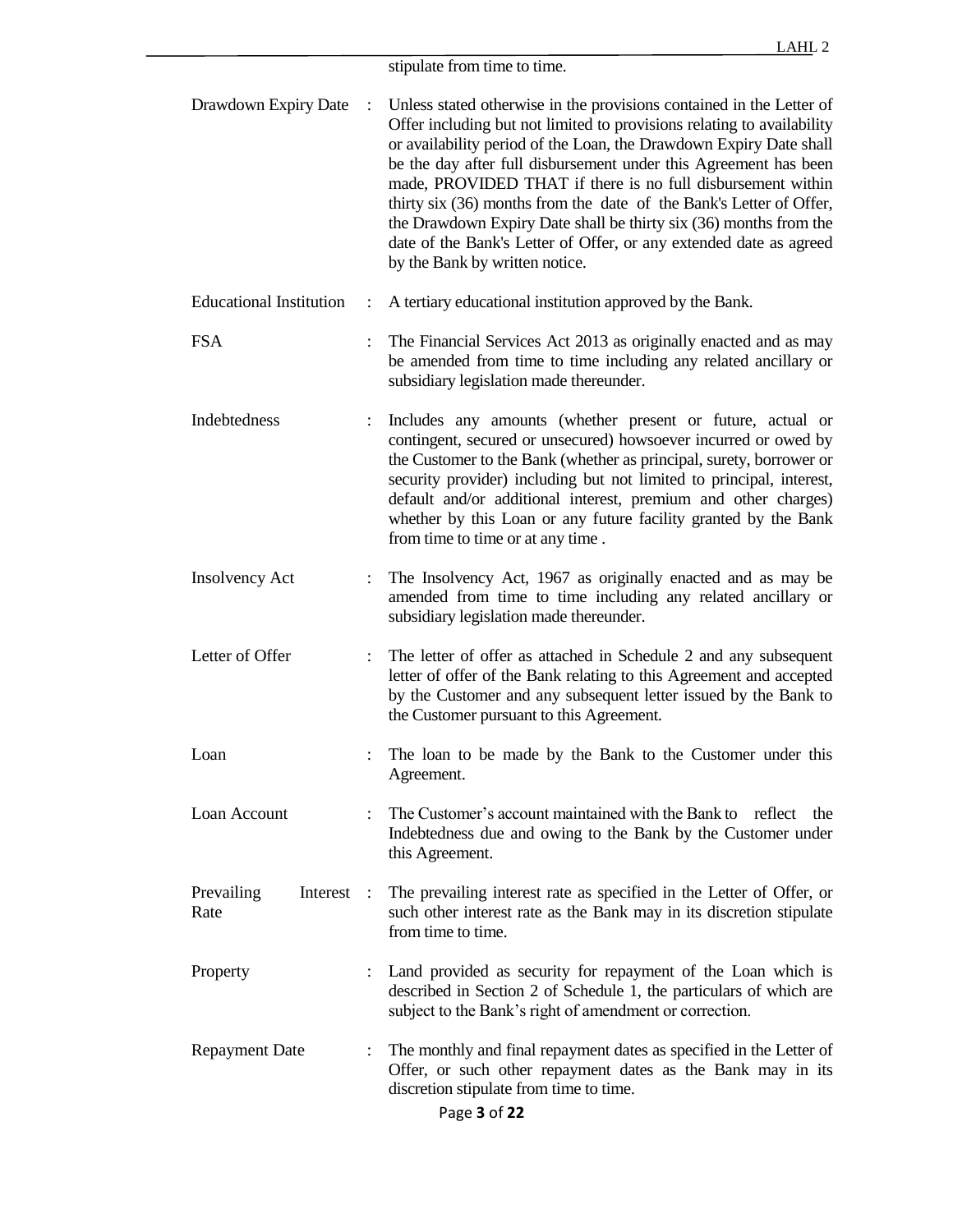stipulate from time to time.

| | | |
|---|---|---|
| Drawdown Expiry Date | : | Unless stated otherwise in the provisions contained in the Letter of Offer including but not limited to provisions relating to availability or availability period of the Loan, the Drawdown Expiry Date shall be the day after full disbursement under this Agreement has been made, PROVIDED THAT if there is no full disbursement within thirty six (36) months from the date of the Bank's Letter of Offer, the Drawdown Expiry Date shall be thirty six (36) months from the date of the Bank's Letter of Offer, or any extended date as agreed by the Bank by written notice. |
| Educational Institution | : | A tertiary educational institution approved by the Bank. |
| FSA | : | The Financial Services Act 2013 as originally enacted and as may be amended from time to time including any related ancillary or subsidiary legislation made thereunder. |
| Indebtedness | : | Includes any amounts (whether present or future, actual or contingent, secured or unsecured) howsoever incurred or owed by the Customer to the Bank (whether as principal, surety, borrower or security provider) including but not limited to principal, interest, default and/or additional interest, premium and other charges) whether by this Loan or any future facility granted by the Bank from time to time or at any time . |
| Insolvency Act | : | The Insolvency Act, 1967 as originally enacted and as may be amended from time to time including any related ancillary or subsidiary legislation made thereunder. |
| Letter of Offer | : | The letter of offer as attached in Schedule 2 and any subsequent letter of offer of the Bank relating to this Agreement and accepted by the Customer and any subsequent letter issued by the Bank to the Customer pursuant to this Agreement. |
| Loan | : | The loan to be made by the Bank to the Customer under this Agreement. |
| Loan Account | : | The Customer's account maintained with the Bank to reflect the Indebtedness due and owing to the Bank by the Customer under this Agreement. |
| Prevailing Interest Rate | : | The prevailing interest rate as specified in the Letter of Offer, or such other interest rate as the Bank may in its discretion stipulate from time to time. |
| Property | : | Land provided as security for repayment of the Loan which is described in Section 2 of Schedule 1, the particulars of which are subject to the Bank's right of amendment or correction. |
| Repayment Date | : | The monthly and final repayment dates as specified in the Letter of Offer, or such other repayment dates as the Bank may in its discretion stipulate from time to time. |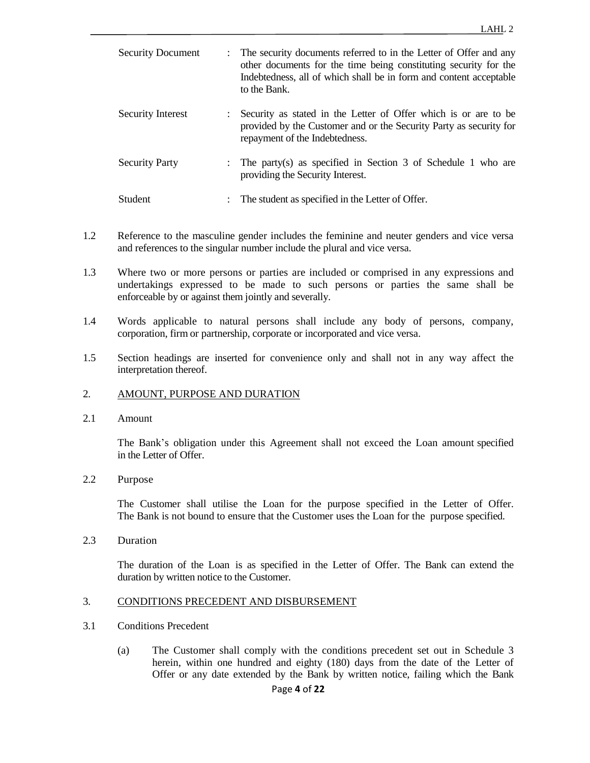| | | |
|---|---|---|
| Security Document | : | The security documents referred to in the Letter of Offer and any other documents for the time being constituting security for the Indebtedness, all of which shall be in form and content acceptable to the Bank. |
| Security Interest | : | Security as stated in the Letter of Offer which is or are to be provided by the Customer and or the Security Party as security for repayment of the Indebtedness. |
| Security Party | : | The party(s) as specified in Section 3 of Schedule 1 who are providing the Security Interest. |
| Student | : | The student as specified in the Letter of Offer. |

1.2 Reference to the masculine gender includes the feminine and neuter genders and vice versa and references to the singular number include the plural and vice versa.

1.3 Where two or more persons or parties are included or comprised in any expressions and undertakings expressed to be made to such persons or parties the same shall be enforceable by or against them jointly and severally.

1.4 Words applicable to natural persons shall include any body of persons, company, corporation, firm or partnership, corporate or incorporated and vice versa.

1.5 Section headings are inserted for convenience only and shall not in any way affect the interpretation thereof.

## 2. AMOUNT, PURPOSE AND DURATION

2.1 Amount

The Bank's obligation under this Agreement shall not exceed the Loan amount specified in the Letter of Offer.

2.2 Purpose

The Customer shall utilise the Loan for the purpose specified in the Letter of Offer. The Bank is not bound to ensure that the Customer uses the Loan for the purpose specified.

2.3 Duration

The duration of the Loan is as specified in the Letter of Offer. The Bank can extend the duration by written notice to the Customer.

## 3. CONDITIONS PRECEDENT AND DISBURSEMENT

3.1 Conditions Precedent

(a) The Customer shall comply with the conditions precedent set out in Schedule 3 herein, within one hundred and eighty (180) days from the date of the Letter of Offer or any date extended by the Bank by written notice, failing which the Bank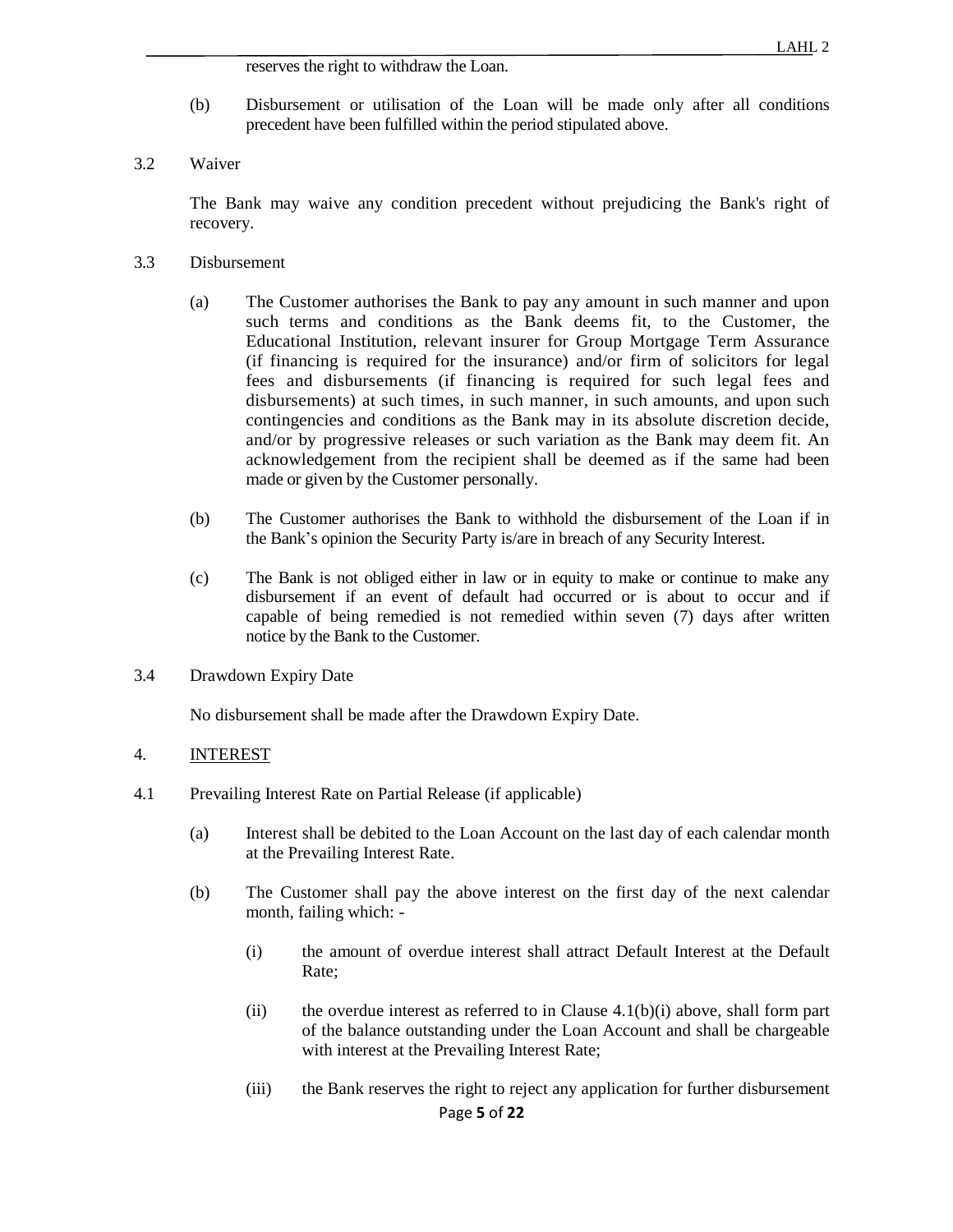reserves the right to withdraw the Loan.

(b) Disbursement or utilisation of the Loan will be made only after all conditions precedent have been fulfilled within the period stipulated above.

3.2 Waiver

The Bank may waive any condition precedent without prejudicing the Bank's right of recovery.

3.3 Disbursement

(a) The Customer authorises the Bank to pay any amount in such manner and upon such terms and conditions as the Bank deems fit, to the Customer, the Educational Institution, relevant insurer for Group Mortgage Term Assurance (if financing is required for the insurance) and/or firm of solicitors for legal fees and disbursements (if financing is required for such legal fees and disbursements) at such times, in such manner, in such amounts, and upon such contingencies and conditions as the Bank may in its absolute discretion decide, and/or by progressive releases or such variation as the Bank may deem fit. An acknowledgement from the recipient shall be deemed as if the same had been made or given by the Customer personally.

(b) The Customer authorises the Bank to withhold the disbursement of the Loan if in the Bank's opinion the Security Party is/are in breach of any Security Interest.

(c) The Bank is not obliged either in law or in equity to make or continue to make any disbursement if an event of default had occurred or is about to occur and if capable of being remedied is not remedied within seven (7) days after written notice by the Bank to the Customer.

3.4 Drawdown Expiry Date

No disbursement shall be made after the Drawdown Expiry Date.

## 4. INTEREST

4.1 Prevailing Interest Rate on Partial Release (if applicable)

(a) Interest shall be debited to the Loan Account on the last day of each calendar month at the Prevailing Interest Rate.

(b) The Customer shall pay the above interest on the first day of the next calendar month, failing which: -

(i) the amount of overdue interest shall attract Default Interest at the Default Rate;

(ii) the overdue interest as referred to in Clause 4.1(b)(i) above, shall form part of the balance outstanding under the Loan Account and shall be chargeable with interest at the Prevailing Interest Rate;

(iii) the Bank reserves the right to reject any application for further disbursement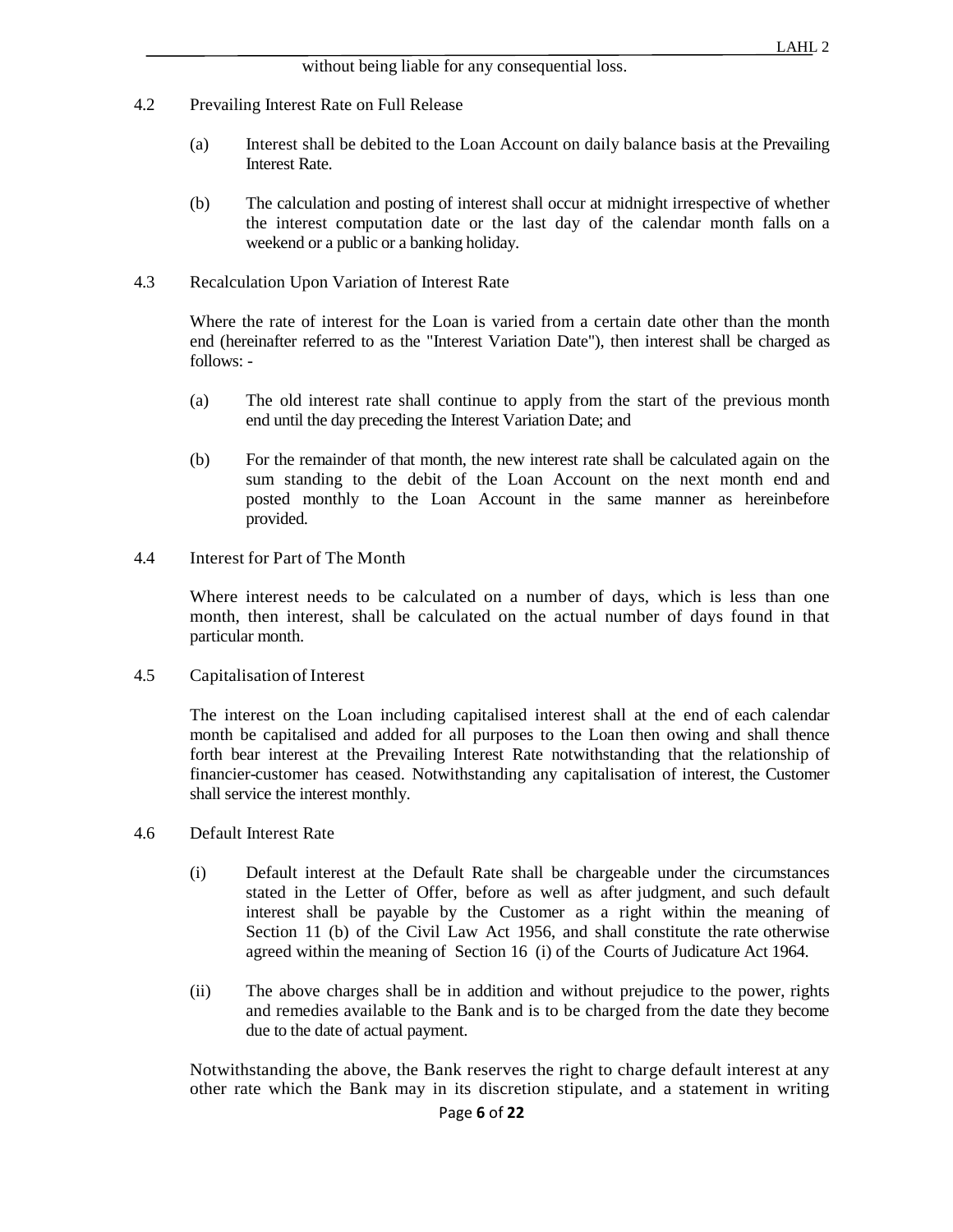without being liable for any consequential loss.

4.2 Prevailing Interest Rate on Full Release

(a) Interest shall be debited to the Loan Account on daily balance basis at the Prevailing Interest Rate.

(b) The calculation and posting of interest shall occur at midnight irrespective of whether the interest computation date or the last day of the calendar month falls on a weekend or a public or a banking holiday.

4.3 Recalculation Upon Variation of Interest Rate

Where the rate of interest for the Loan is varied from a certain date other than the month end (hereinafter referred to as the "Interest Variation Date"), then interest shall be charged as follows: -

(a) The old interest rate shall continue to apply from the start of the previous month end until the day preceding the Interest Variation Date; and

(b) For the remainder of that month, the new interest rate shall be calculated again on the sum standing to the debit of the Loan Account on the next month end and posted monthly to the Loan Account in the same manner as hereinbefore provided.

4.4 Interest for Part of The Month

Where interest needs to be calculated on a number of days, which is less than one month, then interest, shall be calculated on the actual number of days found in that particular month.

4.5 Capitalisation of Interest

The interest on the Loan including capitalised interest shall at the end of each calendar month be capitalised and added for all purposes to the Loan then owing and shall thence forth bear interest at the Prevailing Interest Rate notwithstanding that the relationship of financier-customer has ceased. Notwithstanding any capitalisation of interest, the Customer shall service the interest monthly.

4.6 Default Interest Rate

(i) Default interest at the Default Rate shall be chargeable under the circumstances stated in the Letter of Offer, before as well as after judgment, and such default interest shall be payable by the Customer as a right within the meaning of Section 11 (b) of the Civil Law Act 1956, and shall constitute the rate otherwise agreed within the meaning of Section 16 (i) of the Courts of Judicature Act 1964.

(ii) The above charges shall be in addition and without prejudice to the power, rights and remedies available to the Bank and is to be charged from the date they become due to the date of actual payment.

Notwithstanding the above, the Bank reserves the right to charge default interest at any other rate which the Bank may in its discretion stipulate, and a statement in writing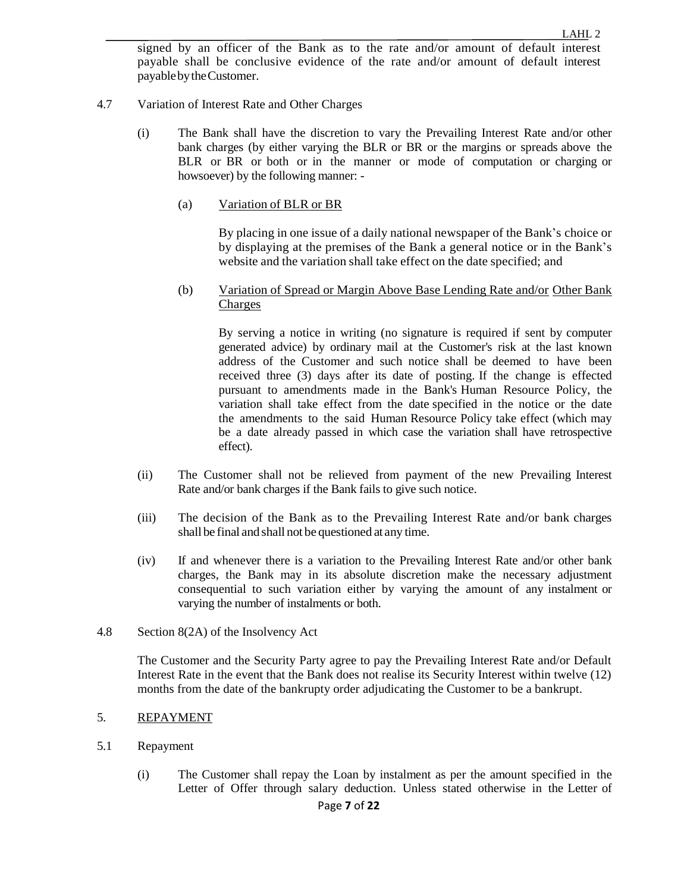signed by an officer of the Bank as to the rate and/or amount of default interest payable shall be conclusive evidence of the rate and/or amount of default interest payable by the Customer.

4.7 Variation of Interest Rate and Other Charges

(i) The Bank shall have the discretion to vary the Prevailing Interest Rate and/or other bank charges (by either varying the BLR or BR or the margins or spreads above the BLR or BR or both or in the manner or mode of computation or charging or howsoever) by the following manner: -

(a) <u>Variation of BLR or BR</u>

By placing in one issue of a daily national newspaper of the Bank's choice or by displaying at the premises of the Bank a general notice or in the Bank's website and the variation shall take effect on the date specified; and

(b) <u>Variation of Spread or Margin Above Base Lending Rate and/or Other Bank Charges</u>

By serving a notice in writing (no signature is required if sent by computer generated advice) by ordinary mail at the Customer's risk at the last known address of the Customer and such notice shall be deemed to have been received three (3) days after its date of posting. If the change is effected pursuant to amendments made in the Bank's Human Resource Policy, the variation shall take effect from the date specified in the notice or the date the amendments to the said Human Resource Policy take effect (which may be a date already passed in which case the variation shall have retrospective effect).

(ii) The Customer shall not be relieved from payment of the new Prevailing Interest Rate and/or bank charges if the Bank fails to give such notice.

(iii) The decision of the Bank as to the Prevailing Interest Rate and/or bank charges shall be final and shall not be questioned at any time.

(iv) If and whenever there is a variation to the Prevailing Interest Rate and/or other bank charges, the Bank may in its absolute discretion make the necessary adjustment consequential to such variation either by varying the amount of any instalment or varying the number of instalments or both.

4.8 Section 8(2A) of the Insolvency Act

The Customer and the Security Party agree to pay the Prevailing Interest Rate and/or Default Interest Rate in the event that the Bank does not realise its Security Interest within twelve (12) months from the date of the bankrupty order adjudicating the Customer to be a bankrupt.

## 5. <u>REPAYMENT</u>

5.1 Repayment

(i) The Customer shall repay the Loan by instalment as per the amount specified in the Letter of Offer through salary deduction. Unless stated otherwise in the Letter of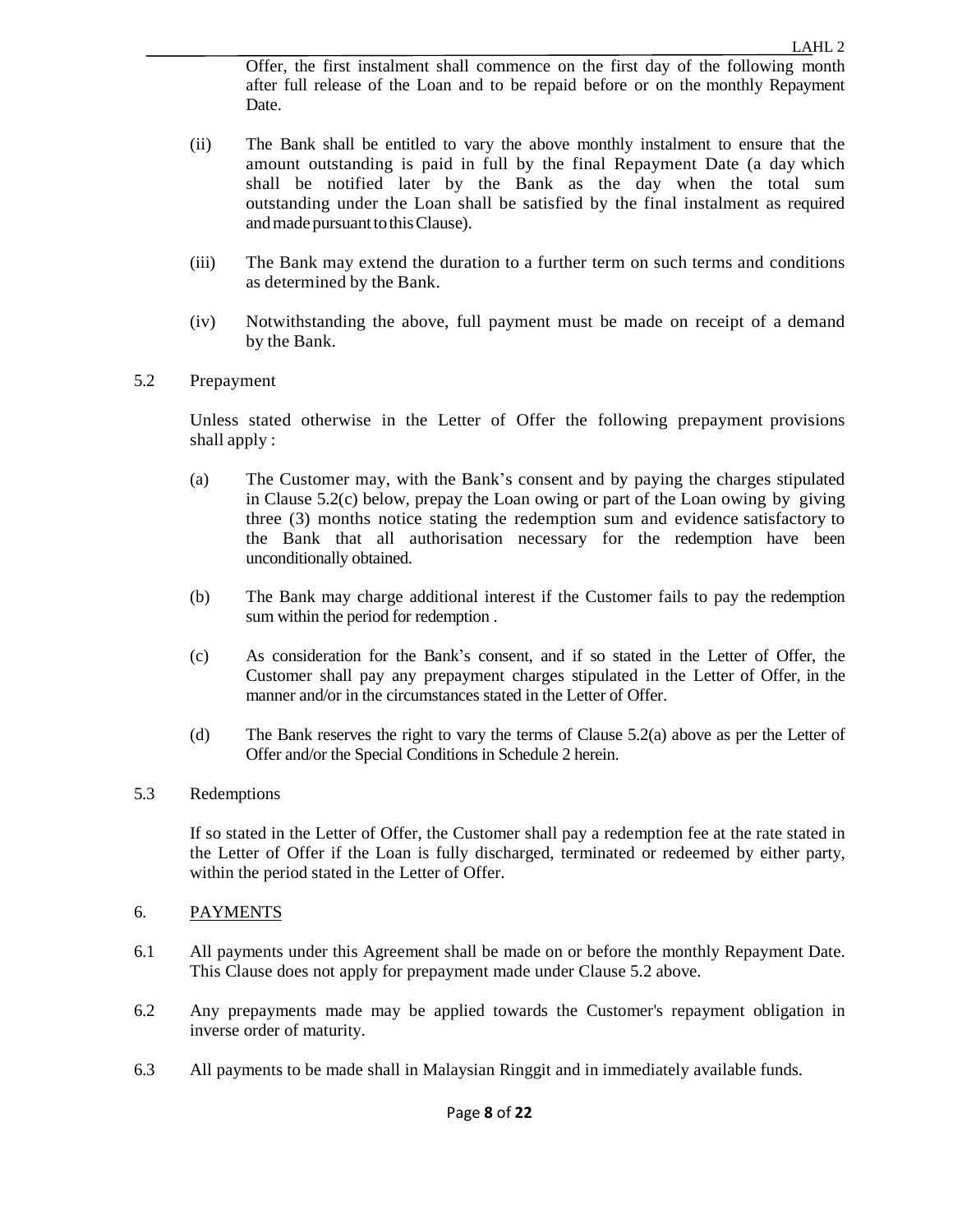Offer, the first instalment shall commence on the first day of the following month after full release of the Loan and to be repaid before or on the monthly Repayment Date.

(ii) The Bank shall be entitled to vary the above monthly instalment to ensure that the amount outstanding is paid in full by the final Repayment Date (a day which shall be notified later by the Bank as the day when the total sum outstanding under the Loan shall be satisfied by the final instalment as required and made pursuant to this Clause).

(iii) The Bank may extend the duration to a further term on such terms and conditions as determined by the Bank.

(iv) Notwithstanding the above, full payment must be made on receipt of a demand by the Bank.

5.2 Prepayment

Unless stated otherwise in the Letter of Offer the following prepayment provisions shall apply :

(a) The Customer may, with the Bank's consent and by paying the charges stipulated in Clause 5.2(c) below, prepay the Loan owing or part of the Loan owing by giving three (3) months notice stating the redemption sum and evidence satisfactory to the Bank that all authorisation necessary for the redemption have been unconditionally obtained.

(b) The Bank may charge additional interest if the Customer fails to pay the redemption sum within the period for redemption .

(c) As consideration for the Bank's consent, and if so stated in the Letter of Offer, the Customer shall pay any prepayment charges stipulated in the Letter of Offer, in the manner and/or in the circumstances stated in the Letter of Offer.

(d) The Bank reserves the right to vary the terms of Clause 5.2(a) above as per the Letter of Offer and/or the Special Conditions in Schedule 2 herein.

5.3 Redemptions

If so stated in the Letter of Offer, the Customer shall pay a redemption fee at the rate stated in the Letter of Offer if the Loan is fully discharged, terminated or redeemed by either party, within the period stated in the Letter of Offer.

## 6. PAYMENTS

6.1 All payments under this Agreement shall be made on or before the monthly Repayment Date. This Clause does not apply for prepayment made under Clause 5.2 above.

6.2 Any prepayments made may be applied towards the Customer's repayment obligation in inverse order of maturity.

6.3 All payments to be made shall in Malaysian Ringgit and in immediately available funds.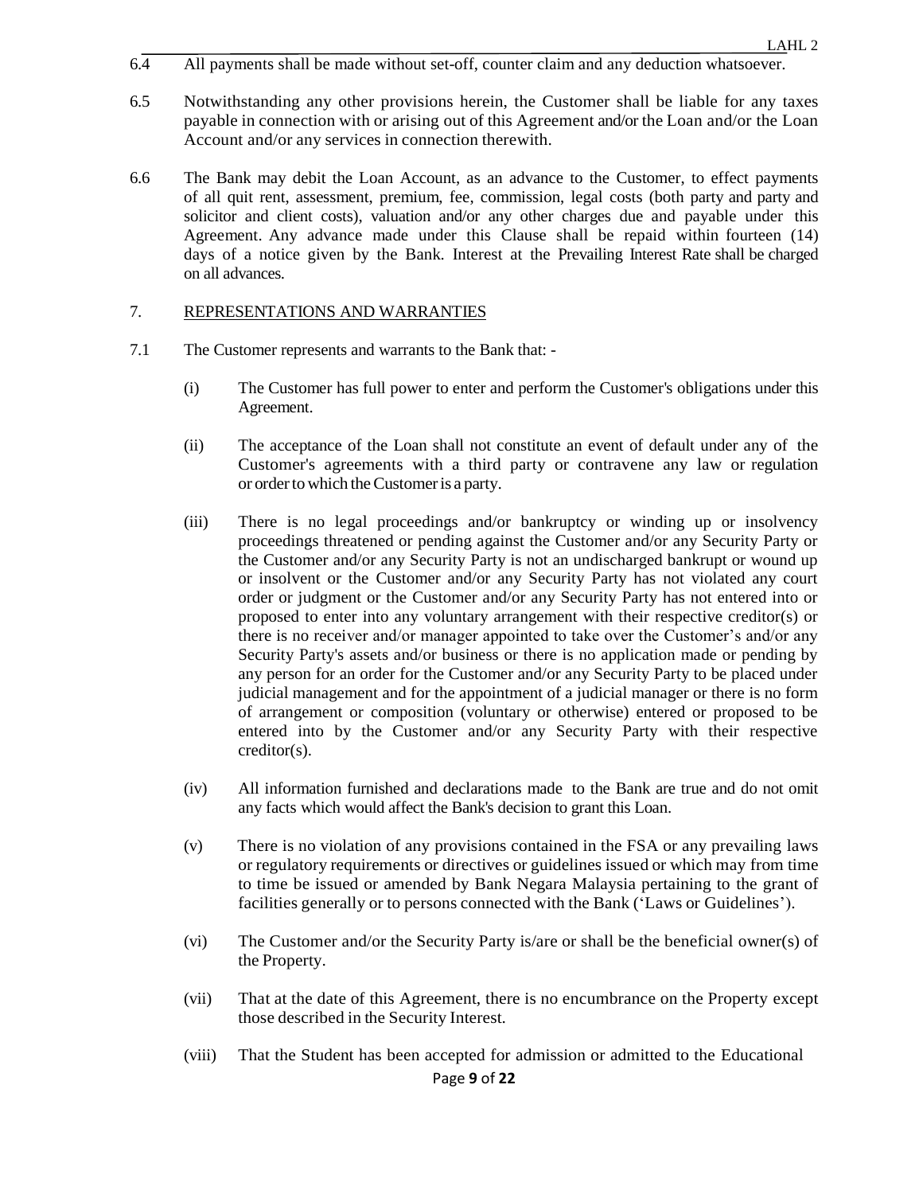6.4 All payments shall be made without set-off, counter claim and any deduction whatsoever.

6.5 Notwithstanding any other provisions herein, the Customer shall be liable for any taxes payable in connection with or arising out of this Agreement and/or the Loan and/or the Loan Account and/or any services in connection therewith.

6.6 The Bank may debit the Loan Account, as an advance to the Customer, to effect payments of all quit rent, assessment, premium, fee, commission, legal costs (both party and party and solicitor and client costs), valuation and/or any other charges due and payable under this Agreement. Any advance made under this Clause shall be repaid within fourteen (14) days of a notice given by the Bank. Interest at the Prevailing Interest Rate shall be charged on all advances.

7. <u>REPRESENTATIONS AND WARRANTIES</u>

7.1 The Customer represents and warrants to the Bank that: -

(i) The Customer has full power to enter and perform the Customer's obligations under this Agreement.

(ii) The acceptance of the Loan shall not constitute an event of default under any of the Customer's agreements with a third party or contravene any law or regulation or order to which the Customer is a party.

(iii) There is no legal proceedings and/or bankruptcy or winding up or insolvency proceedings threatened or pending against the Customer and/or any Security Party or the Customer and/or any Security Party is not an undischarged bankrupt or wound up or insolvent or the Customer and/or any Security Party has not violated any court order or judgment or the Customer and/or any Security Party has not entered into or proposed to enter into any voluntary arrangement with their respective creditor(s) or there is no receiver and/or manager appointed to take over the Customer's and/or any Security Party's assets and/or business or there is no application made or pending by any person for an order for the Customer and/or any Security Party to be placed under judicial management and for the appointment of a judicial manager or there is no form of arrangement or composition (voluntary or otherwise) entered or proposed to be entered into by the Customer and/or any Security Party with their respective creditor(s).

(iv) All information furnished and declarations made to the Bank are true and do not omit any facts which would affect the Bank's decision to grant this Loan.

(v) There is no violation of any provisions contained in the FSA or any prevailing laws or regulatory requirements or directives or guidelines issued or which may from time to time be issued or amended by Bank Negara Malaysia pertaining to the grant of facilities generally or to persons connected with the Bank ('Laws or Guidelines').

(vi) The Customer and/or the Security Party is/are or shall be the beneficial owner(s) of the Property.

(vii) That at the date of this Agreement, there is no encumbrance on the Property except those described in the Security Interest.

(viii) That the Student has been accepted for admission or admitted to the Educational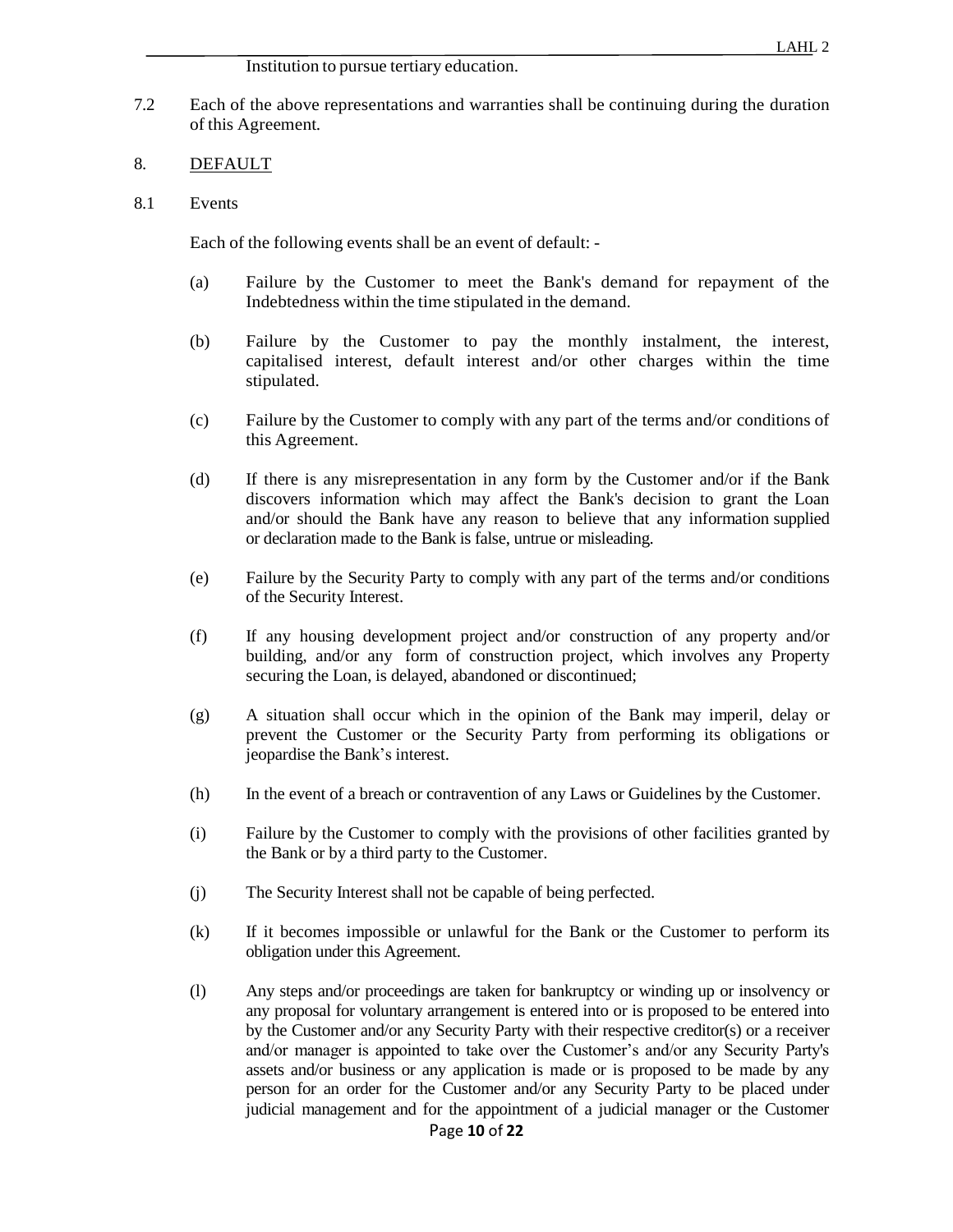Institution to pursue tertiary education.

7.2 Each of the above representations and warranties shall be continuing during the duration of this Agreement.

8. <u>DEFAULT</u>

8.1 Events

Each of the following events shall be an event of default: -

(a) Failure by the Customer to meet the Bank's demand for repayment of the Indebtedness within the time stipulated in the demand.

(b) Failure by the Customer to pay the monthly instalment, the interest, capitalised interest, default interest and/or other charges within the time stipulated.

(c) Failure by the Customer to comply with any part of the terms and/or conditions of this Agreement.

(d) If there is any misrepresentation in any form by the Customer and/or if the Bank discovers information which may affect the Bank's decision to grant the Loan and/or should the Bank have any reason to believe that any information supplied or declaration made to the Bank is false, untrue or misleading.

(e) Failure by the Security Party to comply with any part of the terms and/or conditions of the Security Interest.

(f) If any housing development project and/or construction of any property and/or building, and/or any form of construction project, which involves any Property securing the Loan, is delayed, abandoned or discontinued;

(g) A situation shall occur which in the opinion of the Bank may imperil, delay or prevent the Customer or the Security Party from performing its obligations or jeopardise the Bank's interest.

(h) In the event of a breach or contravention of any Laws or Guidelines by the Customer.

(i) Failure by the Customer to comply with the provisions of other facilities granted by the Bank or by a third party to the Customer.

(j) The Security Interest shall not be capable of being perfected.

(k) If it becomes impossible or unlawful for the Bank or the Customer to perform its obligation under this Agreement.

(l) Any steps and/or proceedings are taken for bankruptcy or winding up or insolvency or any proposal for voluntary arrangement is entered into or is proposed to be entered into by the Customer and/or any Security Party with their respective creditor(s) or a receiver and/or manager is appointed to take over the Customer's and/or any Security Party's assets and/or business or any application is made or is proposed to be made by any person for an order for the Customer and/or any Security Party to be placed under judicial management and for the appointment of a judicial manager or the Customer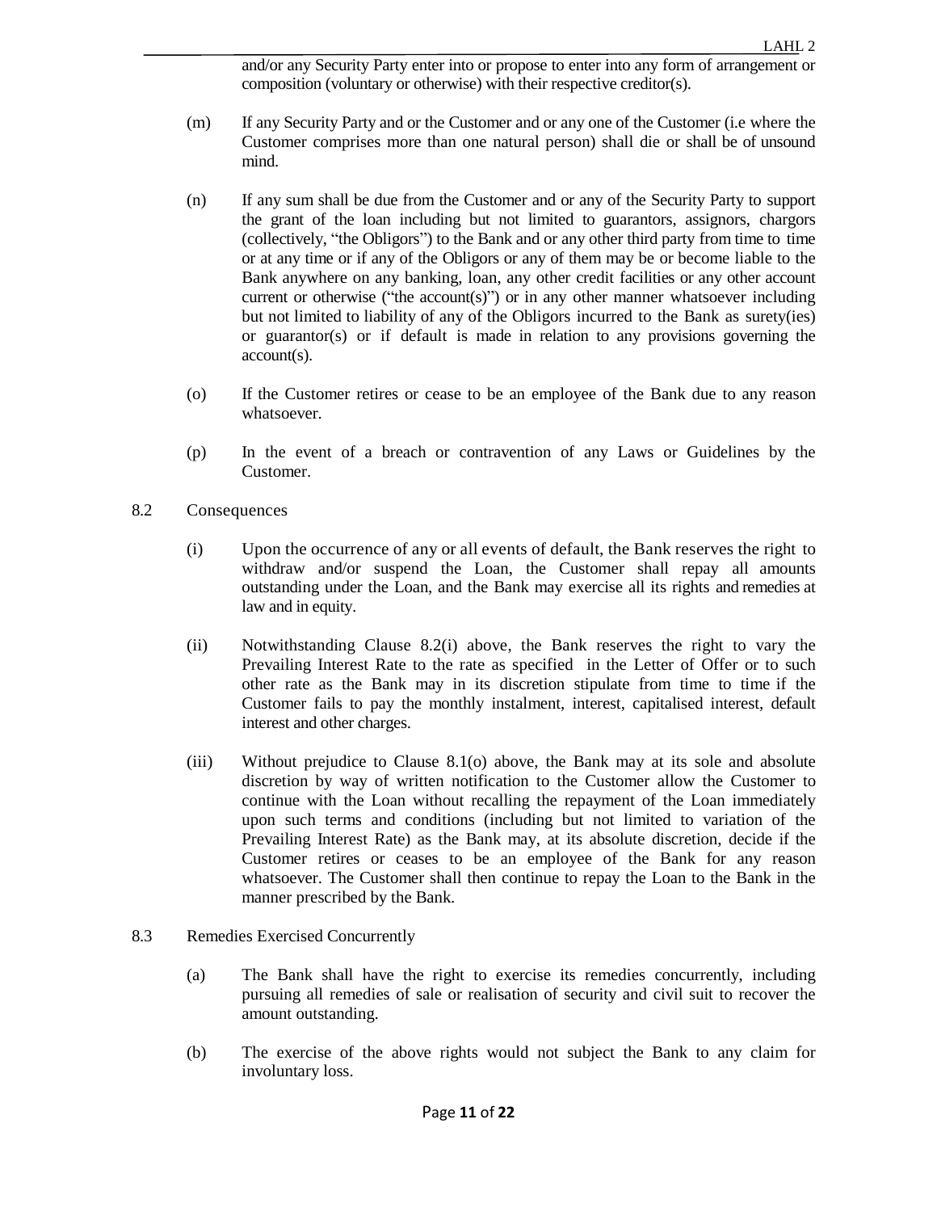and/or any Security Party enter into or propose to enter into any form of arrangement or composition (voluntary or otherwise) with their respective creditor(s).

(m) If any Security Party and or the Customer and or any one of the Customer (i.e where the Customer comprises more than one natural person) shall die or shall be of unsound mind.

(n) If any sum shall be due from the Customer and or any of the Security Party to support the grant of the loan including but not limited to guarantors, assignors, chargors (collectively, "the Obligors") to the Bank and or any other third party from time to time or at any time or if any of the Obligors or any of them may be or become liable to the Bank anywhere on any banking, loan, any other credit facilities or any other account current or otherwise ("the account(s)") or in any other manner whatsoever including but not limited to liability of any of the Obligors incurred to the Bank as surety(ies) or guarantor(s) or if default is made in relation to any provisions governing the account(s).

(o) If the Customer retires or cease to be an employee of the Bank due to any reason whatsoever.

(p) In the event of a breach or contravention of any Laws or Guidelines by the Customer.

8.2 Consequences

(i) Upon the occurrence of any or all events of default, the Bank reserves the right to withdraw and/or suspend the Loan, the Customer shall repay all amounts outstanding under the Loan, and the Bank may exercise all its rights and remedies at law and in equity.

(ii) Notwithstanding Clause 8.2(i) above, the Bank reserves the right to vary the Prevailing Interest Rate to the rate as specified in the Letter of Offer or to such other rate as the Bank may in its discretion stipulate from time to time if the Customer fails to pay the monthly instalment, interest, capitalised interest, default interest and other charges.

(iii) Without prejudice to Clause 8.1(o) above, the Bank may at its sole and absolute discretion by way of written notification to the Customer allow the Customer to continue with the Loan without recalling the repayment of the Loan immediately upon such terms and conditions (including but not limited to variation of the Prevailing Interest Rate) as the Bank may, at its absolute discretion, decide if the Customer retires or ceases to be an employee of the Bank for any reason whatsoever. The Customer shall then continue to repay the Loan to the Bank in the manner prescribed by the Bank.

8.3 Remedies Exercised Concurrently

(a) The Bank shall have the right to exercise its remedies concurrently, including pursuing all remedies of sale or realisation of security and civil suit to recover the amount outstanding.

(b) The exercise of the above rights would not subject the Bank to any claim for involuntary loss.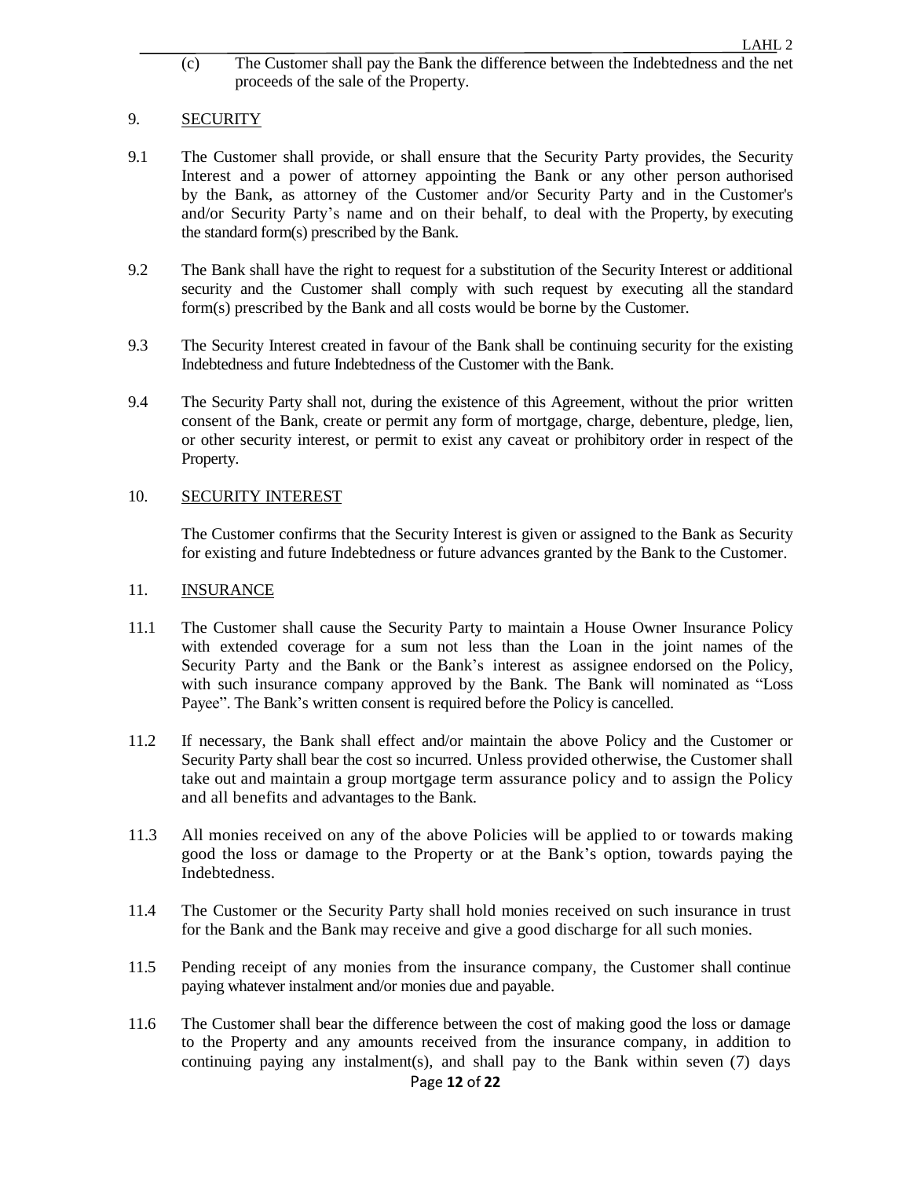(c) The Customer shall pay the Bank the difference between the Indebtedness and the net proceeds of the sale of the Property.

## 9. SECURITY

9.1 The Customer shall provide, or shall ensure that the Security Party provides, the Security Interest and a power of attorney appointing the Bank or any other person authorised by the Bank, as attorney of the Customer and/or Security Party and in the Customer's and/or Security Party's name and on their behalf, to deal with the Property, by executing the standard form(s) prescribed by the Bank.

9.2 The Bank shall have the right to request for a substitution of the Security Interest or additional security and the Customer shall comply with such request by executing all the standard form(s) prescribed by the Bank and all costs would be borne by the Customer.

9.3 The Security Interest created in favour of the Bank shall be continuing security for the existing Indebtedness and future Indebtedness of the Customer with the Bank.

9.4 The Security Party shall not, during the existence of this Agreement, without the prior written consent of the Bank, create or permit any form of mortgage, charge, debenture, pledge, lien, or other security interest, or permit to exist any caveat or prohibitory order in respect of the Property.

## 10. SECURITY INTEREST

The Customer confirms that the Security Interest is given or assigned to the Bank as Security for existing and future Indebtedness or future advances granted by the Bank to the Customer.

## 11. INSURANCE

11.1 The Customer shall cause the Security Party to maintain a House Owner Insurance Policy with extended coverage for a sum not less than the Loan in the joint names of the Security Party and the Bank or the Bank's interest as assignee endorsed on the Policy, with such insurance company approved by the Bank. The Bank will nominated as "Loss Payee". The Bank's written consent is required before the Policy is cancelled.

11.2 If necessary, the Bank shall effect and/or maintain the above Policy and the Customer or Security Party shall bear the cost so incurred. Unless provided otherwise, the Customer shall take out and maintain a group mortgage term assurance policy and to assign the Policy and all benefits and advantages to the Bank.

11.3 All monies received on any of the above Policies will be applied to or towards making good the loss or damage to the Property or at the Bank's option, towards paying the Indebtedness.

11.4 The Customer or the Security Party shall hold monies received on such insurance in trust for the Bank and the Bank may receive and give a good discharge for all such monies.

11.5 Pending receipt of any monies from the insurance company, the Customer shall continue paying whatever instalment and/or monies due and payable.

11.6 The Customer shall bear the difference between the cost of making good the loss or damage to the Property and any amounts received from the insurance company, in addition to continuing paying any instalment(s), and shall pay to the Bank within seven (7) days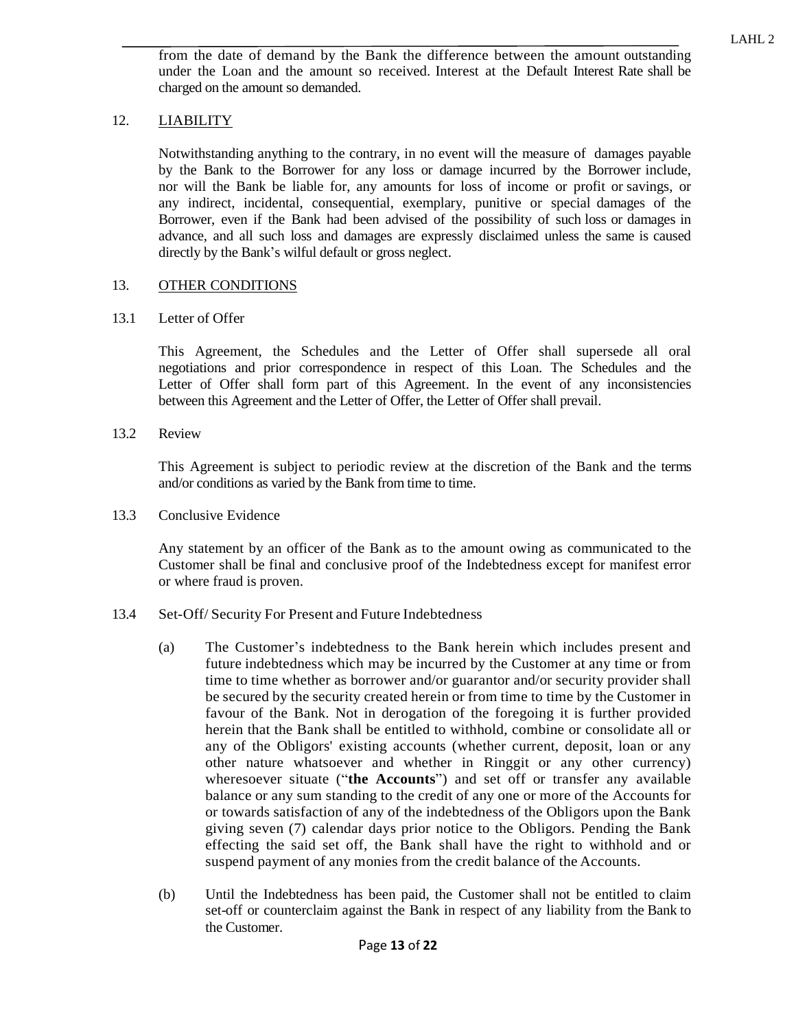from the date of demand by the Bank the difference between the amount outstanding under the Loan and the amount so received. Interest at the Default Interest Rate shall be charged on the amount so demanded.

## 12. LIABILITY

Notwithstanding anything to the contrary, in no event will the measure of damages payable by the Bank to the Borrower for any loss or damage incurred by the Borrower include, nor will the Bank be liable for, any amounts for loss of income or profit or savings, or any indirect, incidental, consequential, exemplary, punitive or special damages of the Borrower, even if the Bank had been advised of the possibility of such loss or damages in advance, and all such loss and damages are expressly disclaimed unless the same is caused directly by the Bank's wilful default or gross neglect.

## 13. OTHER CONDITIONS

### 13.1 Letter of Offer

This Agreement, the Schedules and the Letter of Offer shall supersede all oral negotiations and prior correspondence in respect of this Loan. The Schedules and the Letter of Offer shall form part of this Agreement. In the event of any inconsistencies between this Agreement and the Letter of Offer, the Letter of Offer shall prevail.

### 13.2 Review

This Agreement is subject to periodic review at the discretion of the Bank and the terms and/or conditions as varied by the Bank from time to time.

### 13.3 Conclusive Evidence

Any statement by an officer of the Bank as to the amount owing as communicated to the Customer shall be final and conclusive proof of the Indebtedness except for manifest error or where fraud is proven.

### 13.4 Set-Off/ Security For Present and Future Indebtedness

(a) The Customer's indebtedness to the Bank herein which includes present and future indebtedness which may be incurred by the Customer at any time or from time to time whether as borrower and/or guarantor and/or security provider shall be secured by the security created herein or from time to time by the Customer in favour of the Bank. Not in derogation of the foregoing it is further provided herein that the Bank shall be entitled to withhold, combine or consolidate all or any of the Obligors' existing accounts (whether current, deposit, loan or any other nature whatsoever and whether in Ringgit or any other currency) wheresoever situate ("**the Accounts**") and set off or transfer any available balance or any sum standing to the credit of any one or more of the Accounts for or towards satisfaction of any of the indebtedness of the Obligors upon the Bank giving seven (7) calendar days prior notice to the Obligors. Pending the Bank effecting the said set off, the Bank shall have the right to withhold and or suspend payment of any monies from the credit balance of the Accounts.

(b) Until the Indebtedness has been paid, the Customer shall not be entitled to claim set-off or counterclaim against the Bank in respect of any liability from the Bank to the Customer.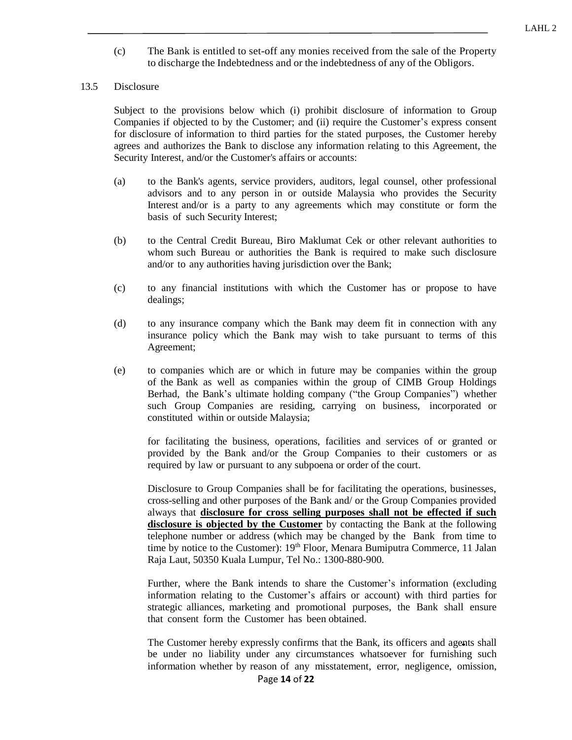(c) The Bank is entitled to set-off any monies received from the sale of the Property to discharge the Indebtedness and or the indebtedness of any of the Obligors.

13.5 Disclosure

Subject to the provisions below which (i) prohibit disclosure of information to Group Companies if objected to by the Customer; and (ii) require the Customer's express consent for disclosure of information to third parties for the stated purposes, the Customer hereby agrees and authorizes the Bank to disclose any information relating to this Agreement, the Security Interest, and/or the Customer's affairs or accounts:

(a) to the Bank's agents, service providers, auditors, legal counsel, other professional advisors and to any person in or outside Malaysia who provides the Security Interest and/or is a party to any agreements which may constitute or form the basis of such Security Interest;

(b) to the Central Credit Bureau, Biro Maklumat Cek or other relevant authorities to whom such Bureau or authorities the Bank is required to make such disclosure and/or to any authorities having jurisdiction over the Bank;

(c) to any financial institutions with which the Customer has or propose to have dealings;

(d) to any insurance company which the Bank may deem fit in connection with any insurance policy which the Bank may wish to take pursuant to terms of this Agreement;

(e) to companies which are or which in future may be companies within the group of the Bank as well as companies within the group of CIMB Group Holdings Berhad, the Bank's ultimate holding company ("the Group Companies") whether such Group Companies are residing, carrying on business, incorporated or constituted within or outside Malaysia;

for facilitating the business, operations, facilities and services of or granted or provided by the Bank and/or the Group Companies to their customers or as required by law or pursuant to any subpoena or order of the court.

Disclosure to Group Companies shall be for facilitating the operations, businesses, cross-selling and other purposes of the Bank and/ or the Group Companies provided always that **<u>disclosure for cross selling purposes shall not be effected if such disclosure is objected by the Customer</u>** by contacting the Bank at the following telephone number or address (which may be changed by the Bank from time to time by notice to the Customer): 19th Floor, Menara Bumiputra Commerce, 11 Jalan Raja Laut, 50350 Kuala Lumpur, Tel No.: 1300-880-900.

Further, where the Bank intends to share the Customer's information (excluding information relating to the Customer's affairs or account) with third parties for strategic alliances, marketing and promotional purposes, the Bank shall ensure that consent form the Customer has been obtained.

The Customer hereby expressly confirms that the Bank, its officers and agents shall be under no liability under any circumstances whatsoever for furnishing such information whether by reason of any misstatement, error, negligence, omission,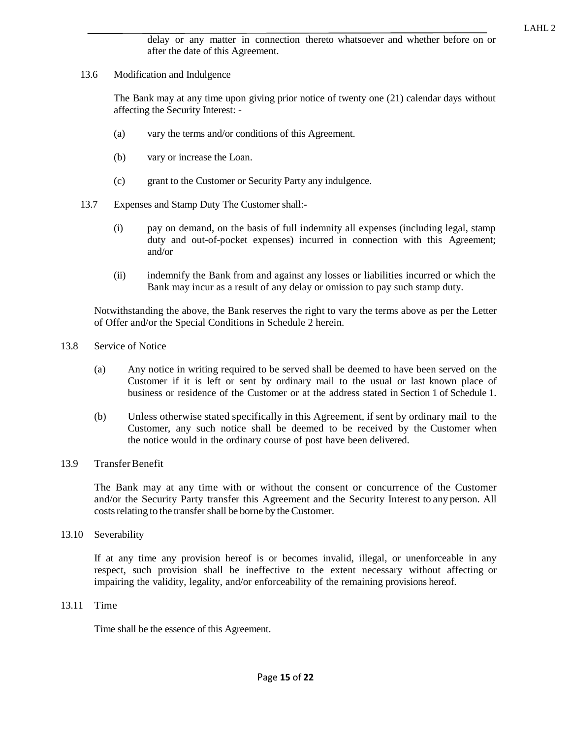delay or any matter in connection thereto whatsoever and whether before on or after the date of this Agreement.

13.6 Modification and Indulgence

The Bank may at any time upon giving prior notice of twenty one (21) calendar days without affecting the Security Interest: -

(a) vary the terms and/or conditions of this Agreement.

(b) vary or increase the Loan.

(c) grant to the Customer or Security Party any indulgence.

13.7 Expenses and Stamp Duty The Customer shall:-

(i) pay on demand, on the basis of full indemnity all expenses (including legal, stamp duty and out-of-pocket expenses) incurred in connection with this Agreement; and/or

(ii) indemnify the Bank from and against any losses or liabilities incurred or which the Bank may incur as a result of any delay or omission to pay such stamp duty.

Notwithstanding the above, the Bank reserves the right to vary the terms above as per the Letter of Offer and/or the Special Conditions in Schedule 2 herein.

13.8 Service of Notice

(a) Any notice in writing required to be served shall be deemed to have been served on the Customer if it is left or sent by ordinary mail to the usual or last known place of business or residence of the Customer or at the address stated in Section 1 of Schedule 1.

(b) Unless otherwise stated specifically in this Agreement, if sent by ordinary mail to the Customer, any such notice shall be deemed to be received by the Customer when the notice would in the ordinary course of post have been delivered.

13.9 Transfer Benefit

The Bank may at any time with or without the consent or concurrence of the Customer and/or the Security Party transfer this Agreement and the Security Interest to any person. All costs relating to the transfer shall be borne by the Customer.

13.10 Severability

If at any time any provision hereof is or becomes invalid, illegal, or unenforceable in any respect, such provision shall be ineffective to the extent necessary without affecting or impairing the validity, legality, and/or enforceability of the remaining provisions hereof.

13.11 Time

Time shall be the essence of this Agreement.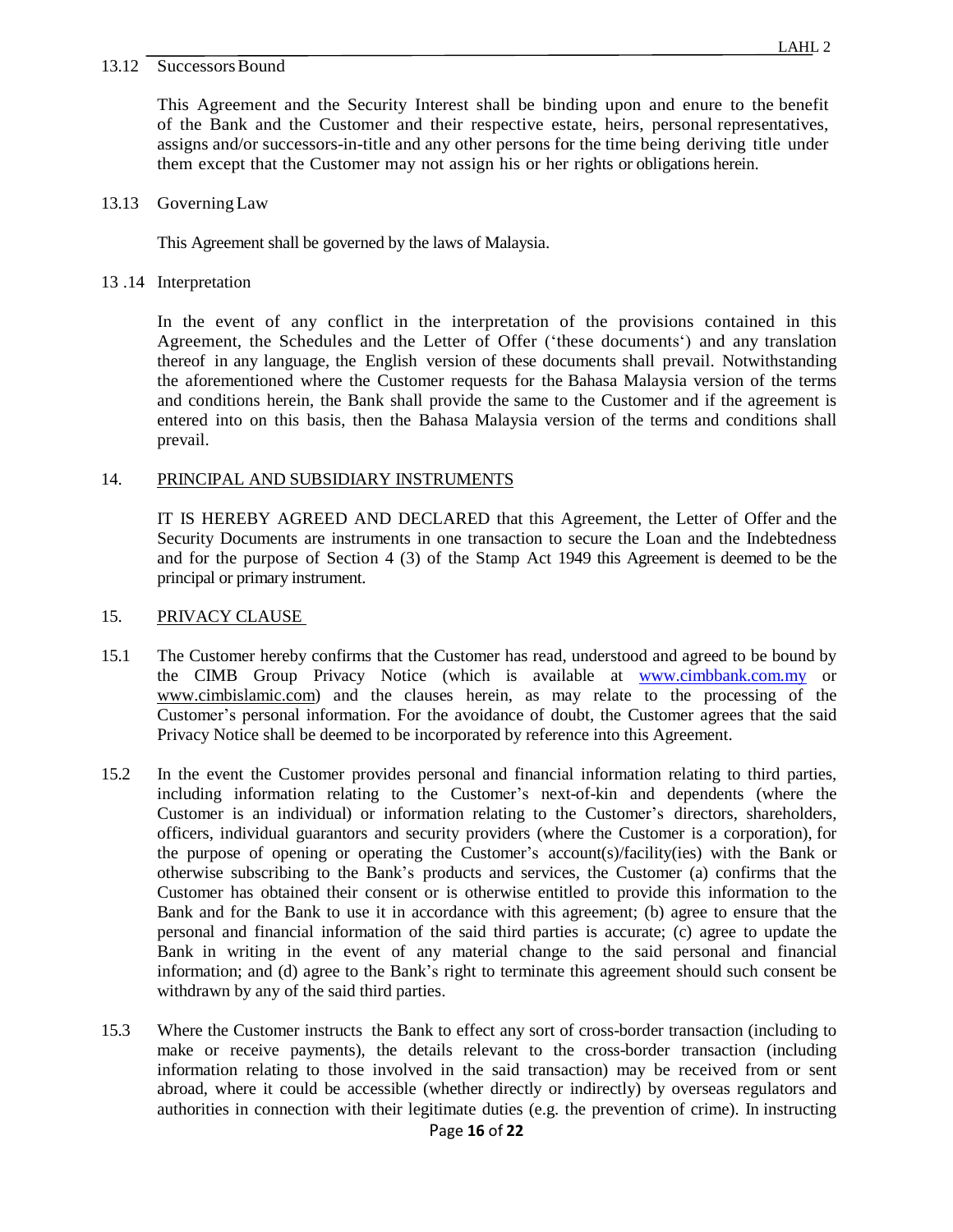13.12 Successors Bound

This Agreement and the Security Interest shall be binding upon and ensure to the benefit of the Bank and the Customer and their respective estate, heirs, personal representatives, assigns and/or successors-in-title and any other persons for the time being deriving title under them except that the Customer may not assign his or her rights or obligations herein.

13.13 Governing Law

This Agreement shall be governed by the laws of Malaysia.

13 .14 Interpretation

In the event of any conflict in the interpretation of the provisions contained in this Agreement, the Schedules and the Letter of Offer ('these documents') and any translation thereof in any language, the English version of these documents shall prevail. Notwithstanding the aforementioned where the Customer requests for the Bahasa Malaysia version of the terms and conditions herein, the Bank shall provide the same to the Customer and if the agreement is entered into on this basis, then the Bahasa Malaysia version of the terms and conditions shall prevail.

## 14. PRINCIPAL AND SUBSIDIARY INSTRUMENTS

IT IS HEREBY AGREED AND DECLARED that this Agreement, the Letter of Offer and the Security Documents are instruments in one transaction to secure the Loan and the Indebtedness and for the purpose of Section 4 (3) of the Stamp Act 1949 this Agreement is deemed to be the principal or primary instrument.

## 15. PRIVACY CLAUSE

15.1 The Customer hereby confirms that the Customer has read, understood and agreed to be bound by the CIMB Group Privacy Notice (which is available at www.cimbbank.com.my or www.cimbislamic.com) and the clauses herein, as may relate to the processing of the Customer's personal information. For the avoidance of doubt, the Customer agrees that the said Privacy Notice shall be deemed to be incorporated by reference into this Agreement.

15.2 In the event the Customer provides personal and financial information relating to third parties, including information relating to the Customer's next-of-kin and dependents (where the Customer is an individual) or information relating to the Customer's directors, shareholders, officers, individual guarantors and security providers (where the Customer is a corporation), for the purpose of opening or operating the Customer's account(s)/facility(ies) with the Bank or otherwise subscribing to the Bank's products and services, the Customer (a) confirms that the Customer has obtained their consent or is otherwise entitled to provide this information to the Bank and for the Bank to use it in accordance with this agreement; (b) agree to ensure that the personal and financial information of the said third parties is accurate; (c) agree to update the Bank in writing in the event of any material change to the said personal and financial information; and (d) agree to the Bank's right to terminate this agreement should such consent be withdrawn by any of the said third parties.

15.3 Where the Customer instructs the Bank to effect any sort of cross-border transaction (including to make or receive payments), the details relevant to the cross-border transaction (including information relating to those involved in the said transaction) may be received from or sent abroad, where it could be accessible (whether directly or indirectly) by overseas regulators and authorities in connection with their legitimate duties (e.g. the prevention of crime). In instructing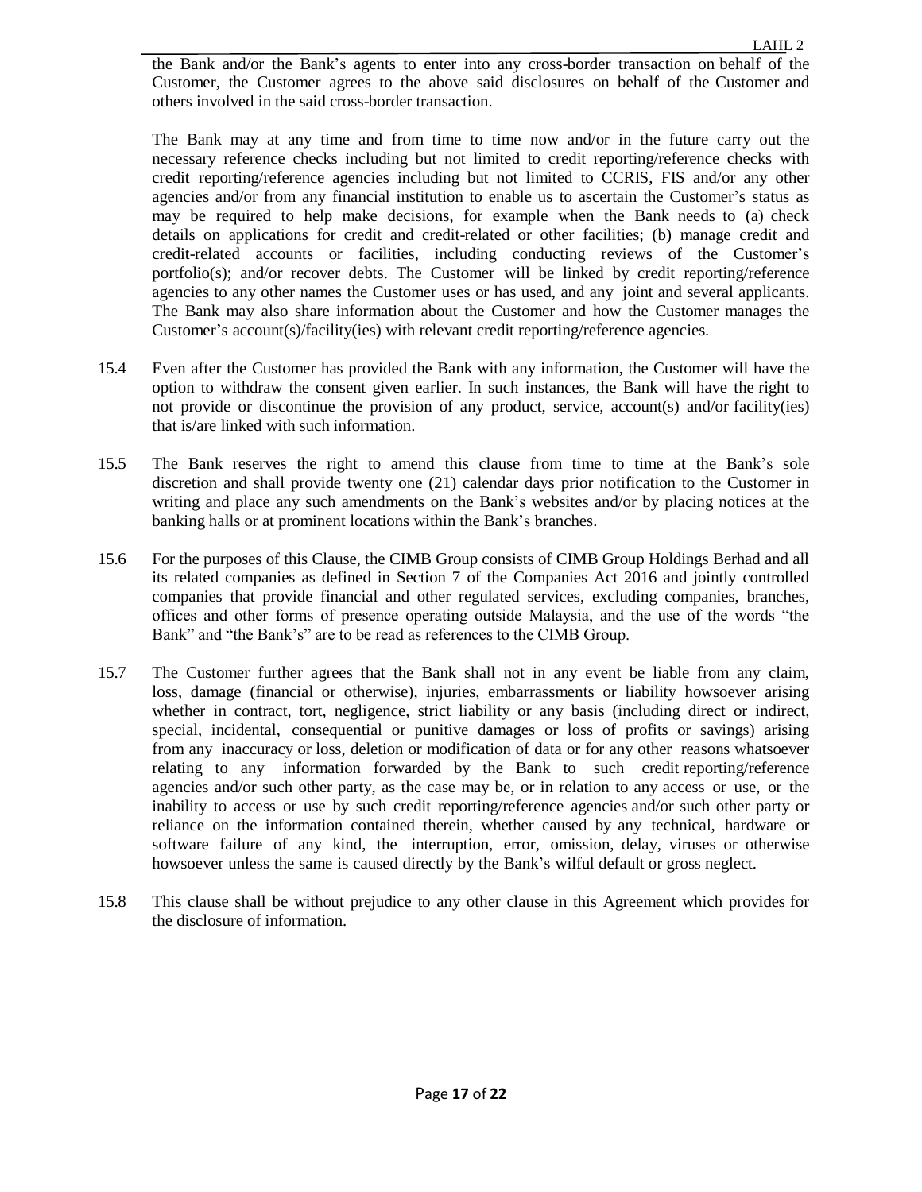the Bank and/or the Bank's agents to enter into any cross-border transaction on behalf of the Customer, the Customer agrees to the above said disclosures on behalf of the Customer and others involved in the said cross-border transaction.

The Bank may at any time and from time to time now and/or in the future carry out the necessary reference checks including but not limited to credit reporting/reference checks with credit reporting/reference agencies including but not limited to CCRIS, FIS and/or any other agencies and/or from any financial institution to enable us to ascertain the Customer's status as may be required to help make decisions, for example when the Bank needs to (a) check details on applications for credit and credit-related or other facilities; (b) manage credit and credit-related accounts or facilities, including conducting reviews of the Customer's portfolio(s); and/or recover debts. The Customer will be linked by credit reporting/reference agencies to any other names the Customer uses or has used, and any joint and several applicants. The Bank may also share information about the Customer and how the Customer manages the Customer's account(s)/facility(ies) with relevant credit reporting/reference agencies.

15.4 Even after the Customer has provided the Bank with any information, the Customer will have the option to withdraw the consent given earlier. In such instances, the Bank will have the right to not provide or discontinue the provision of any product, service, account(s) and/or facility(ies) that is/are linked with such information.

15.5 The Bank reserves the right to amend this clause from time to time at the Bank's sole discretion and shall provide twenty one (21) calendar days prior notification to the Customer in writing and place any such amendments on the Bank's websites and/or by placing notices at the banking halls or at prominent locations within the Bank's branches.

15.6 For the purposes of this Clause, the CIMB Group consists of CIMB Group Holdings Berhad and all its related companies as defined in Section 7 of the Companies Act 2016 and jointly controlled companies that provide financial and other regulated services, excluding companies, branches, offices and other forms of presence operating outside Malaysia, and the use of the words "the Bank" and "the Bank's" are to be read as references to the CIMB Group.

15.7 The Customer further agrees that the Bank shall not in any event be liable from any claim, loss, damage (financial or otherwise), injuries, embarrassments or liability howsoever arising whether in contract, tort, negligence, strict liability or any basis (including direct or indirect, special, incidental, consequential or punitive damages or loss of profits or savings) arising from any inaccuracy or loss, deletion or modification of data or for any other reasons whatsoever relating to any information forwarded by the Bank to such credit reporting/reference agencies and/or such other party, as the case may be, or in relation to any access or use, or the inability to access or use by such credit reporting/reference agencies and/or such other party or reliance on the information contained therein, whether caused by any technical, hardware or software failure of any kind, the interruption, error, omission, delay, viruses or otherwise howsoever unless the same is caused directly by the Bank's wilful default or gross neglect.

15.8 This clause shall be without prejudice to any other clause in this Agreement which provides for the disclosure of information.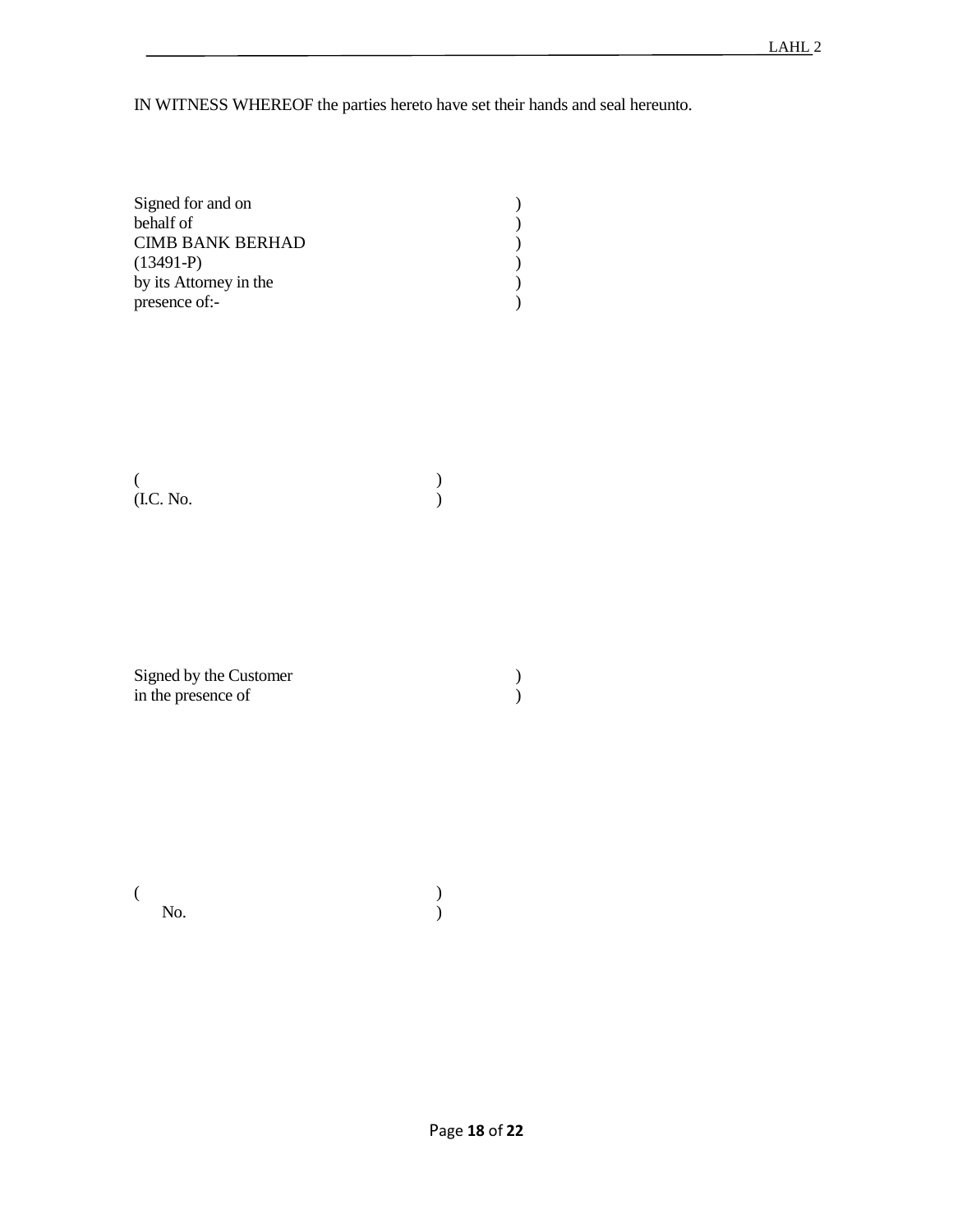IN WITNESS WHEREOF the parties hereto have set their hands and seal hereunto.

Signed for and on )
behalf of )
CIMB BANK BERHAD )
(13491-P) )
by its Attorney in the )
presence of:- )

( )
(I.C. No. )

Signed by the Customer )
in the presence of )

( )
No. )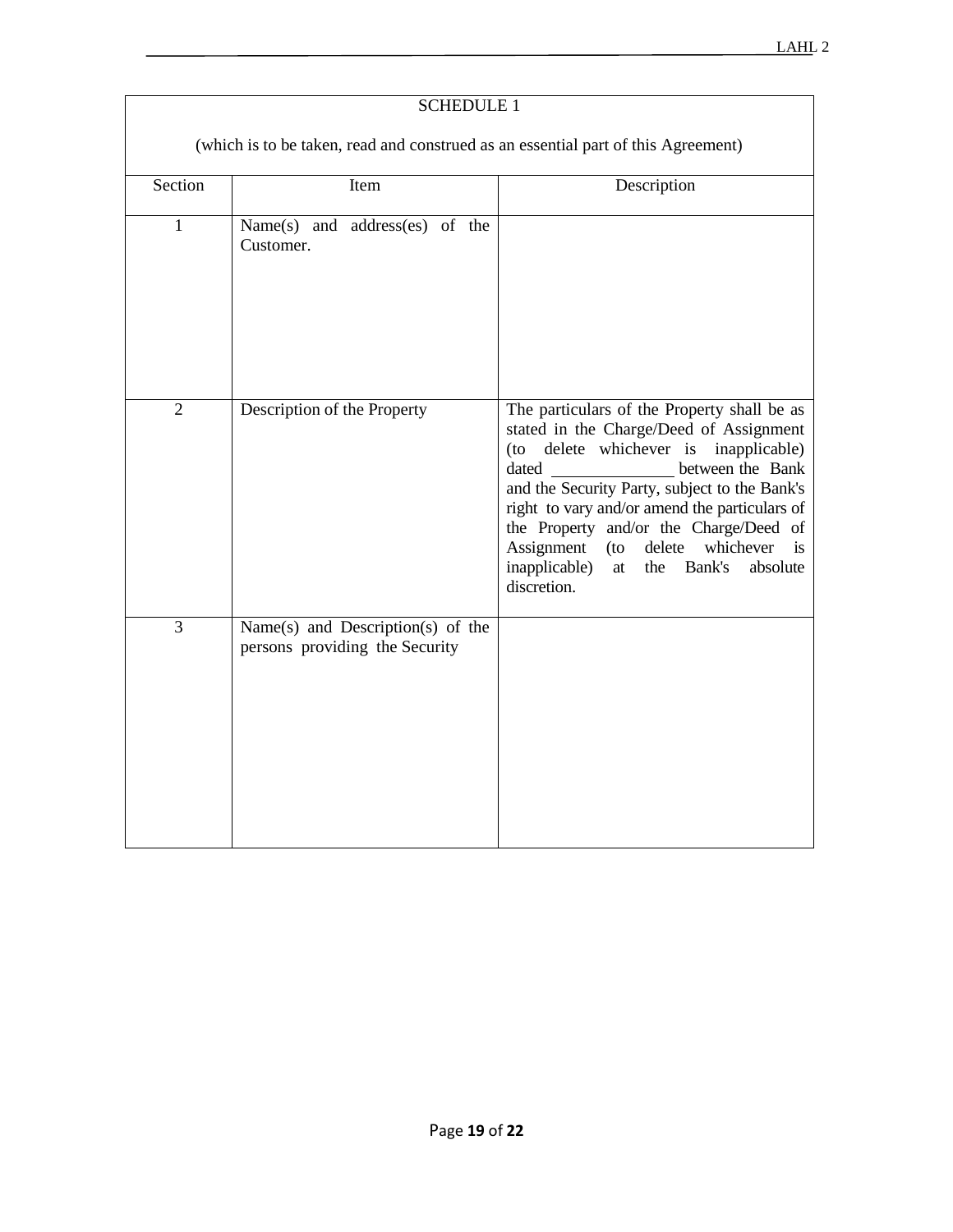SCHEDULE 1

(which is to be taken, read and construed as an essential part of this Agreement)

| Section | Item | Description |
|---|---|---|
| 1 | Name(s) and address(es) of the Customer. | |
| 2 | Description of the Property | The particulars of the Property shall be as stated in the Charge/Deed of Assignment (to delete whichever is inapplicable) dated ______________ between the Bank and the Security Party, subject to the Bank's right to vary and/or amend the particulars of the Property and/or the Charge/Deed of Assignment (to delete whichever is inapplicable) at the Bank's absolute discretion. |
| 3 | Name(s) and Description(s) of the persons providing the Security | |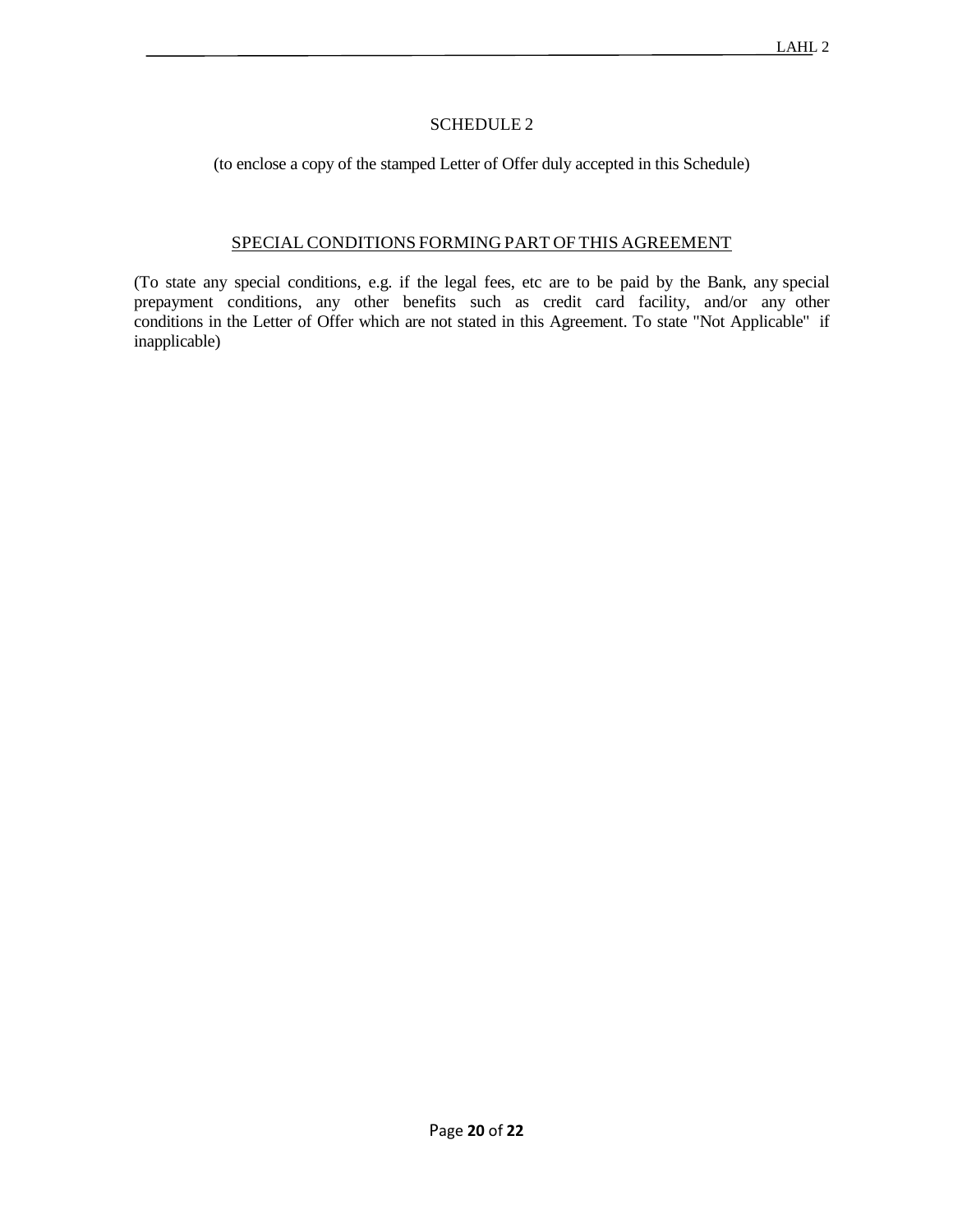# SCHEDULE 2

(to enclose a copy of the stamped Letter of Offer duly accepted in this Schedule)

## SPECIAL CONDITIONS FORMING PART OF THIS AGREEMENT

(To state any special conditions, e.g. if the legal fees, etc are to be paid by the Bank, any special prepayment conditions, any other benefits such as credit card facility, and/or any other conditions in the Letter of Offer which are not stated in this Agreement. To state "Not Applicable" if inapplicable)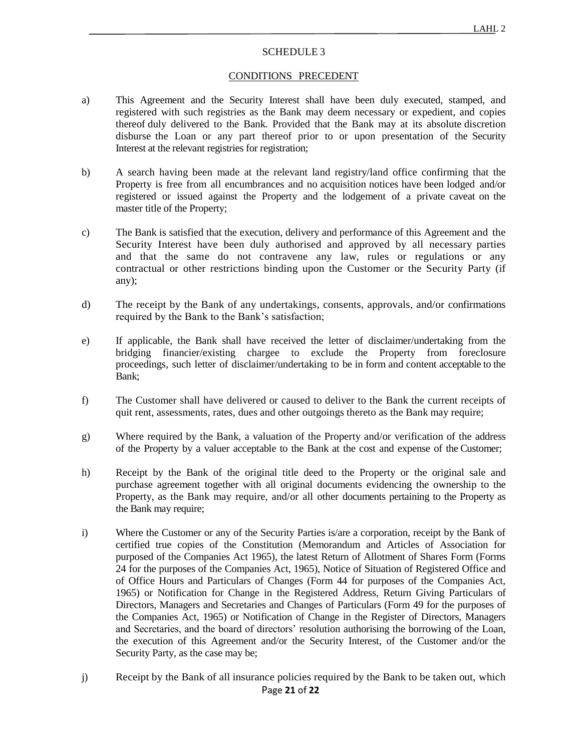## SCHEDULE 3

## CONDITIONS PRECEDENT

a) This Agreement and the Security Interest shall have been duly executed, stamped, and registered with such registries as the Bank may deem necessary or expedient, and copies thereof duly delivered to the Bank. Provided that the Bank may at its absolute discretion disburse the Loan or any part thereof prior to or upon presentation of the Security Interest at the relevant registries for registration;

b) A search having been made at the relevant land registry/land office confirming that the Property is free from all encumbrances and no acquisition notices have been lodged and/or registered or issued against the Property and the lodgement of a private caveat on the master title of the Property;

c) The Bank is satisfied that the execution, delivery and performance of this Agreement and the Security Interest have been duly authorised and approved by all necessary parties and that the same do not contravene any law, rules or regulations or any contractual or other restrictions binding upon the Customer or the Security Party (if any);

d) The receipt by the Bank of any undertakings, consents, approvals, and/or confirmations required by the Bank to the Bank's satisfaction;

e) If applicable, the Bank shall have received the letter of disclaimer/undertaking from the bridging financier/existing chargee to exclude the Property from foreclosure proceedings, such letter of disclaimer/undertaking to be in form and content acceptable to the Bank;

f) The Customer shall have delivered or caused to deliver to the Bank the current receipts of quit rent, assessments, rates, dues and other outgoings thereto as the Bank may require;

g) Where required by the Bank, a valuation of the Property and/or verification of the address of the Property by a valuer acceptable to the Bank at the cost and expense of the Customer;

h) Receipt by the Bank of the original title deed to the Property or the original sale and purchase agreement together with all original documents evidencing the ownership to the Property, as the Bank may require, and/or all other documents pertaining to the Property as the Bank may require;

i) Where the Customer or any of the Security Parties is/are a corporation, receipt by the Bank of certified true copies of the Constitution (Memorandum and Articles of Association for purposed of the Companies Act 1965), the latest Return of Allotment of Shares Form (Forms 24 for the purposes of the Companies Act, 1965), Notice of Situation of Registered Office and of Office Hours and Particulars of Changes (Form 44 for purposes of the Companies Act, 1965) or Notification for Change in the Registered Address, Return Giving Particulars of Directors, Managers and Secretaries and Changes of Particulars (Form 49 for the purposes of the Companies Act, 1965) or Notification of Change in the Register of Directors, Managers and Secretaries, and the board of directors' resolution authorising the borrowing of the Loan, the execution of this Agreement and/or the Security Interest, of the Customer and/or the Security Party, as the case may be;

j) Receipt by the Bank of all insurance policies required by the Bank to be taken out, which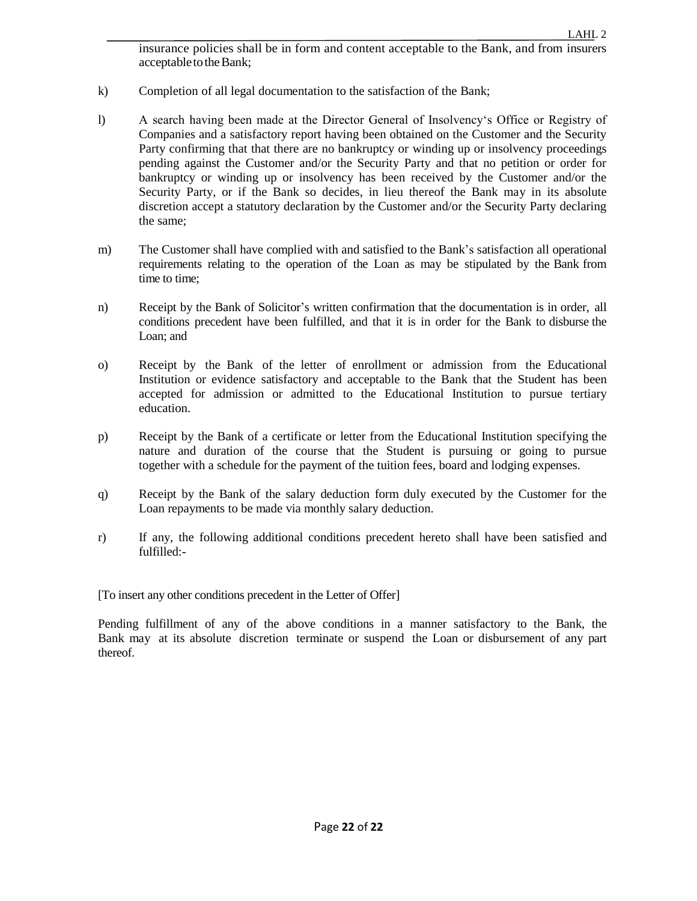insurance policies shall be in form and content acceptable to the Bank, and from insurers acceptable to the Bank;

k) Completion of all legal documentation to the satisfaction of the Bank;

l) A search having been made at the Director General of Insolvency's Office or Registry of Companies and a satisfactory report having been obtained on the Customer and the Security Party confirming that that there are no bankruptcy or winding up or insolvency proceedings pending against the Customer and/or the Security Party and that no petition or order for bankruptcy or winding up or insolvency has been received by the Customer and/or the Security Party, or if the Bank so decides, in lieu thereof the Bank may in its absolute discretion accept a statutory declaration by the Customer and/or the Security Party declaring the same;

m) The Customer shall have complied with and satisfied to the Bank's satisfaction all operational requirements relating to the operation of the Loan as may be stipulated by the Bank from time to time;

n) Receipt by the Bank of Solicitor's written confirmation that the documentation is in order, all conditions precedent have been fulfilled, and that it is in order for the Bank to disburse the Loan; and

o) Receipt by the Bank of the letter of enrollment or admission from the Educational Institution or evidence satisfactory and acceptable to the Bank that the Student has been accepted for admission or admitted to the Educational Institution to pursue tertiary education.

p) Receipt by the Bank of a certificate or letter from the Educational Institution specifying the nature and duration of the course that the Student is pursuing or going to pursue together with a schedule for the payment of the tuition fees, board and lodging expenses.

q) Receipt by the Bank of the salary deduction form duly executed by the Customer for the Loan repayments to be made via monthly salary deduction.

r) If any, the following additional conditions precedent hereto shall have been satisfied and fulfilled:-

[To insert any other conditions precedent in the Letter of Offer]

Pending fulfillment of any of the above conditions in a manner satisfactory to the Bank, the Bank may at its absolute discretion terminate or suspend the Loan or disbursement of any part thereof.